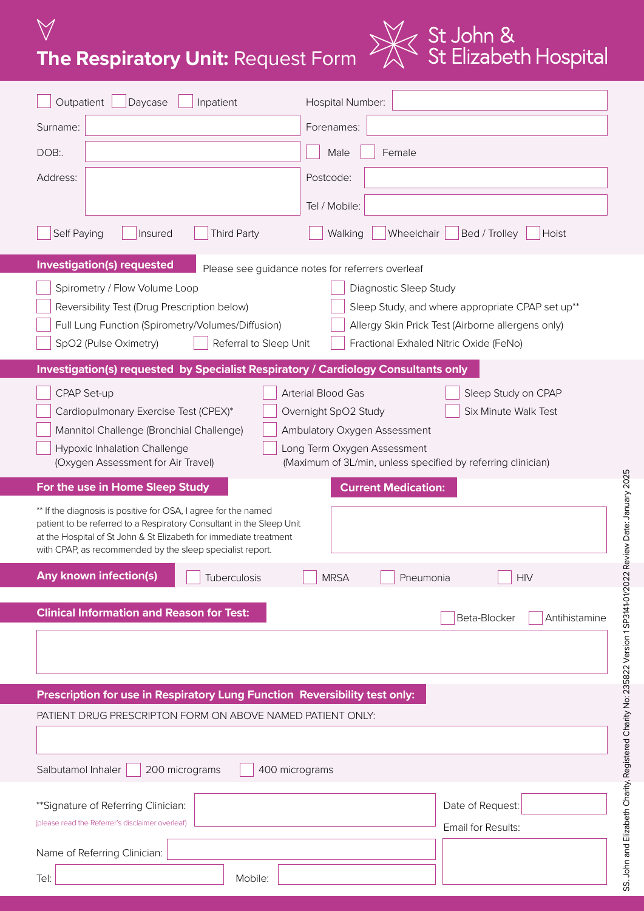# The Respiratory Unit: Request Form

St John & St Elizabeth Hospital

☐ Outpatient ☐ Daycase ☐ Inpatient

Hospital Number:

Surname:

Forenames:

DOB:.

☐ Male ☐ Female

Address:

Postcode:

Tel / Mobile:

☐ Self Paying ☐ Insured ☐ Third Party

☐ Walking ☐ Wheelchair ☐ Bed / Trolley ☐ Hoist

## Investigation(s) requested

Please see guidance notes for referrers overleaf

☐ Spirometry / Flow Volume Loop
☐ Reversibility Test (Drug Prescription below)
☐ Full Lung Function (Spirometry/Volumes/Diffusion)
☐ SpO2 (Pulse Oximetry)
☐ Referral to Sleep Unit
☐ Diagnostic Sleep Study
☐ Sleep Study, and where appropriate CPAP set up**
☐ Allergy Skin Prick Test (Airborne allergens only)
☐ Fractional Exhaled Nitric Oxide (FeNo)

## Investigation(s) requested by Specialist Respiratory / Cardiology Consultants only

☐ CPAP Set-up
☐ Cardiopulmonary Exercise Test (CPEX)*
☐ Mannitol Challenge (Bronchial Challenge)
☐ Hypoxic Inhalation Challenge (Oxygen Assessment for Air Travel)
☐ Arterial Blood Gas
☐ Overnight SpO2 Study
☐ Ambulatory Oxygen Assessment
☐ Long Term Oxygen Assessment (Maximum of 3L/min, unless specified by referring clinician)
☐ Sleep Study on CPAP
☐ Six Minute Walk Test

## For the use in Home Sleep Study

** If the diagnosis is positive for OSA, I agree for the named patient to be referred to a Respiratory Consultant in the Sleep Unit at the Hospital of St John & St Elizabeth for immediate treatment with CPAP, as recommended by the sleep specialist report.

## Current Medication:

## Any known infection(s)

☐ Tuberculosis ☐ MRSA ☐ Pneumonia ☐ HIV

## Clinical Information and Reason for Test:

☐ Beta-Blocker ☐ Antihistamine

## Prescription for use in Respiratory Lung Function Reversibility test only:

PATIENT DRUG PRESCRIPTON FORM ON ABOVE NAMED PATIENT ONLY:

Salbutamol Inhaler ☐ 200 micrograms ☐ 400 micrograms

**Signature of Referring Clinician:
(please read the Referrer's disclaimer overleaf)

Date of Request:

Email for Results:

Name of Referring Clinician:

Tel:

Mobile:

SS. John and Elizabeth Charity, Registered Charity No: 235822 Version 1 SP3141-01/2022 Review Date: January 2025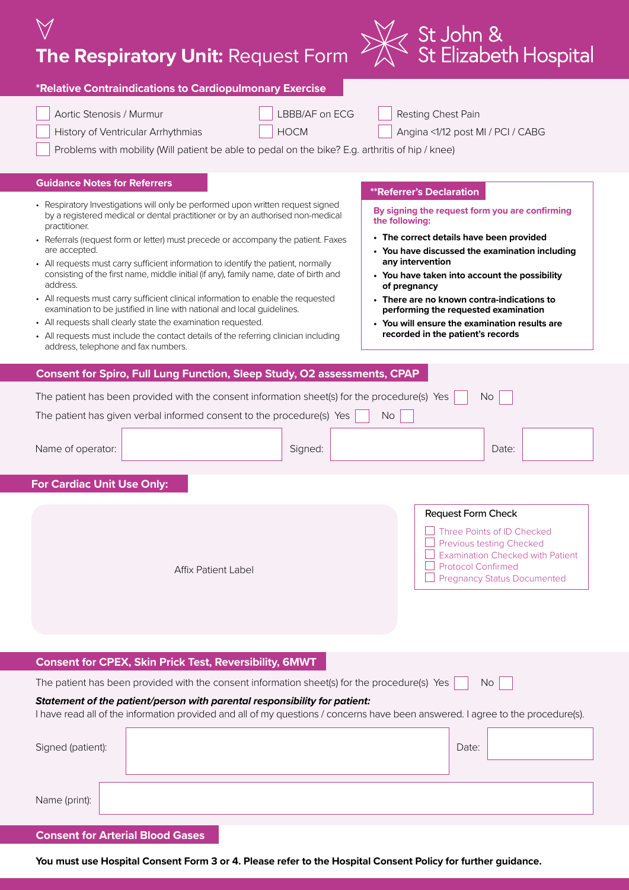# The Respiratory Unit: Request Form

St John & St Elizabeth Hospital

## *Relative Contraindications to Cardiopulmonary Exercise

- ☐ Aortic Stenosis / Murmur
- ☐ LBBB/AF on ECG
- ☐ Resting Chest Pain
- ☐ History of Ventricular Arrhythmias
- ☐ HOCM
- ☐ Angina <1/12 post MI / PCI / CABG
- ☐ Problems with mobility (Will patient be able to pedal on the bike? E.g. arthritis of hip / knee)

## Guidance Notes for Referrers

- Respiratory Investigations will only be performed upon written request signed by a registered medical or dental practitioner or by an authorised non-medical practitioner.
- Referrals (request form or letter) must precede or accompany the patient. Faxes are accepted.
- All requests must carry sufficient information to identify the patient, normally consisting of the first name, middle initial (if any), family name, date of birth and address.
- All requests must carry sufficient clinical information to enable the requested examination to be justified in line with national and local guidelines.
- All requests shall clearly state the examination requested.
- All requests must include the contact details of the referring clinician including address, telephone and fax numbers.

## **Referrer's Declaration

**By signing the request form you are confirming the following:**

- **The correct details have been provided**
- **You have discussed the examination including any intervention**
- **You have taken into account the possibility of pregnancy**
- **There are no known contra-indications to performing the requested examination**
- **You will ensure the examination results are recorded in the patient's records**

## Consent for Spiro, Full Lung Function, Sleep Study, O2 assessments, CPAP

The patient has been provided with the consent information sheet(s) for the procedure(s) Yes ☐ No ☐

The patient has given verbal informed consent to the procedure(s) Yes ☐ No ☐

Name of operator: ______ Signed: ______ Date: ______

## For Cardiac Unit Use Only:

Affix Patient Label

**Request Form Check**

- ☐ Three Points of ID Checked
- ☐ Previous testing Checked
- ☐ Examination Checked with Patient
- ☐ Protocol Confirmed
- ☐ Pregnancy Status Documented

## Consent for CPEX, Skin Prick Test, Reversibility, 6MWT

The patient has been provided with the consent information sheet(s) for the procedure(s) Yes ☐ No ☐

***Statement of the patient/person with parental responsibility for patient:***

I have read all of the information provided and all of my questions / concerns have been answered. I agree to the procedure(s).

Signed (patient): ______ Date: ______

Name (print): ______

## Consent for Arterial Blood Gases

**You must use Hospital Consent Form 3 or 4. Please refer to the Hospital Consent Policy for further guidance.**